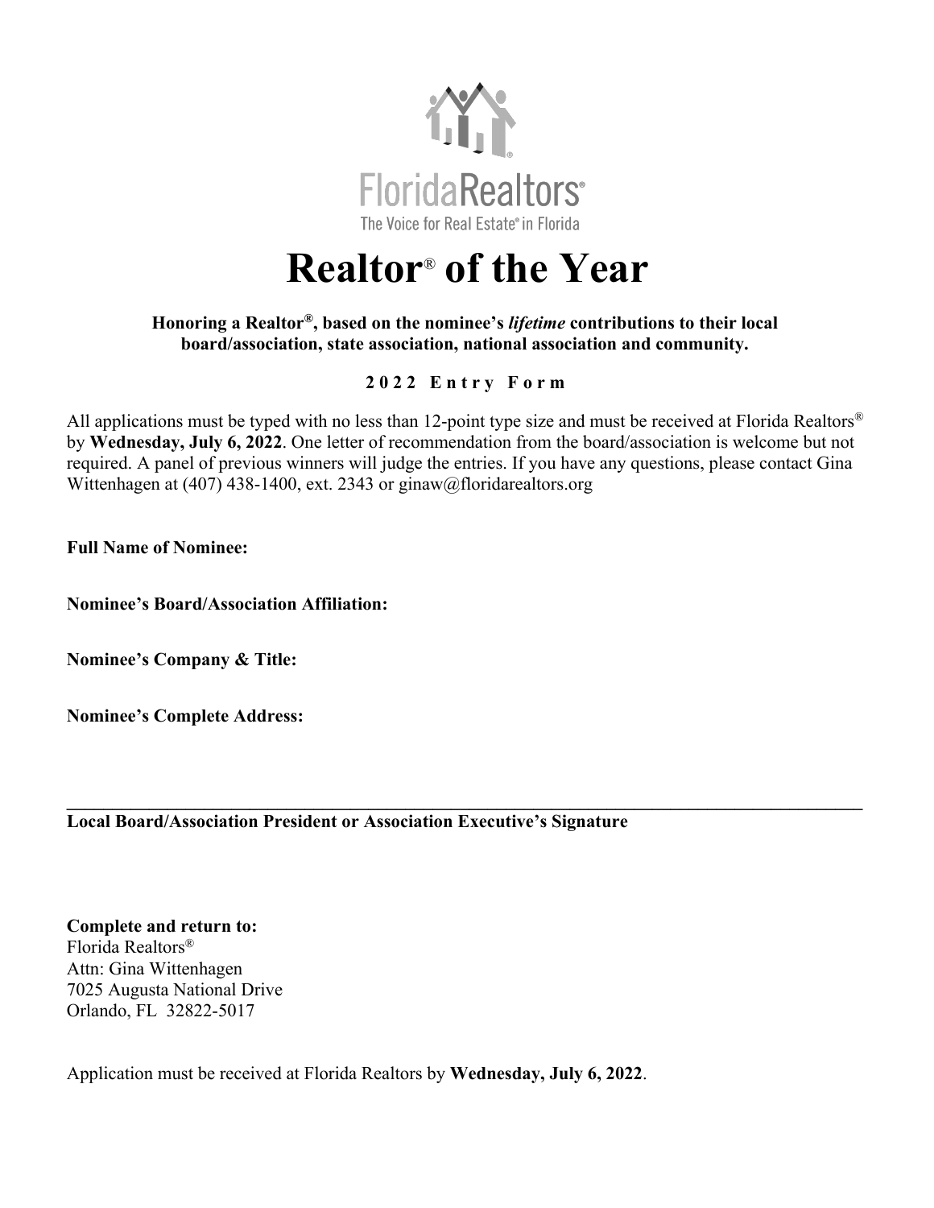FloridaRealtors®
The Voice for Real Estate® in Florida

# Realtor® of the Year

**Honoring a Realtor®, based on the nominee's *lifetime* contributions to their local board/association, state association, national association and community.**

**2022 Entry Form**

All applications must be typed with no less than 12-point type size and must be received at Florida Realtors® by **Wednesday, July 6, 2022**. One letter of recommendation from the board/association is welcome but not required. A panel of previous winners will judge the entries. If you have any questions, please contact Gina Wittenhagen at (407) 438-1400, ext. 2343 or ginaw@floridarealtors.org

**Full Name of Nominee:**

**Nominee's Board/Association Affiliation:**

**Nominee's Company & Title:**

**Nominee's Complete Address:**

___________________________________________________________________________

**Local Board/Association President or Association Executive's Signature**

**Complete and return to:**
Florida Realtors®
Attn: Gina Wittenhagen
7025 Augusta National Drive
Orlando, FL 32822-5017

Application must be received at Florida Realtors by **Wednesday, July 6, 2022**.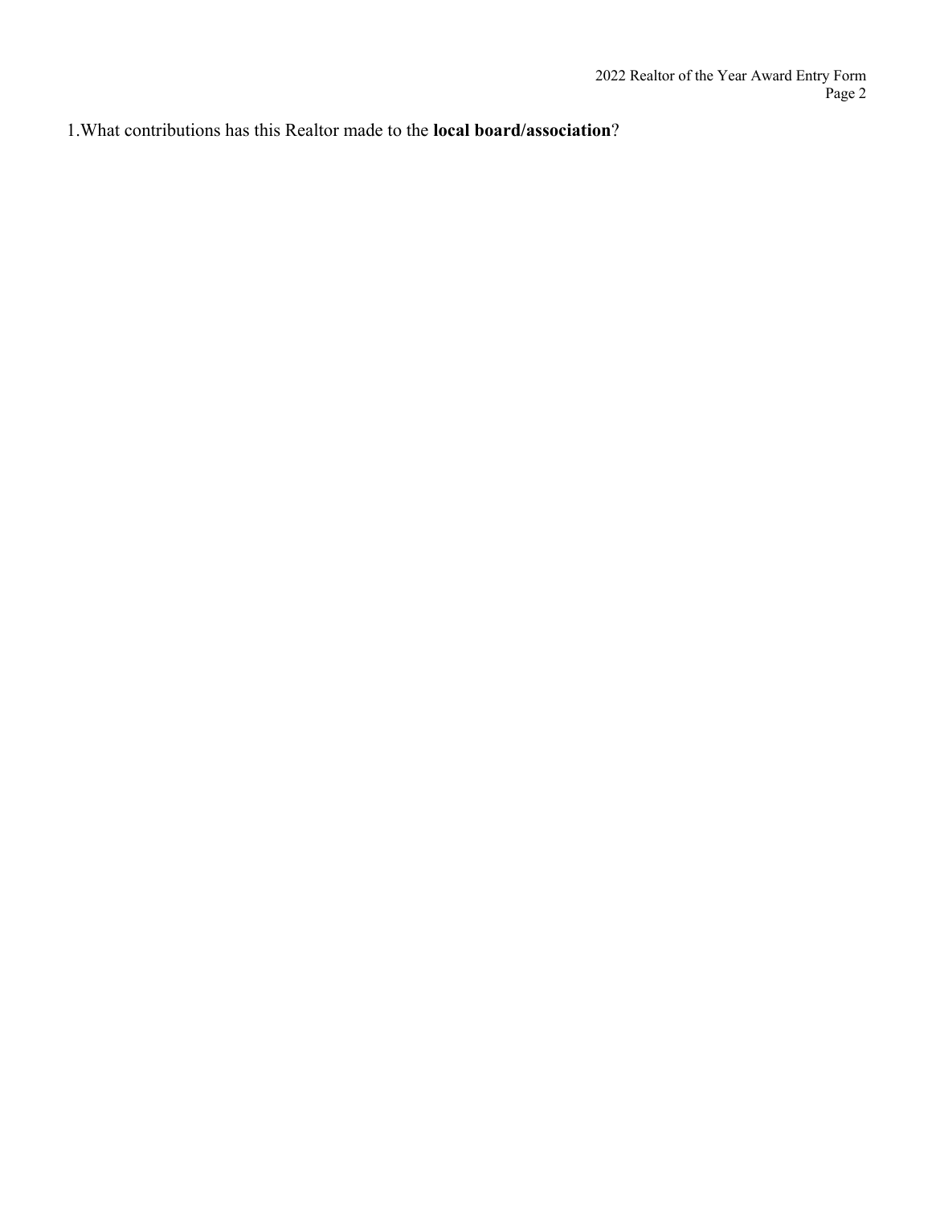1.What contributions has this Realtor made to the **local board/association**?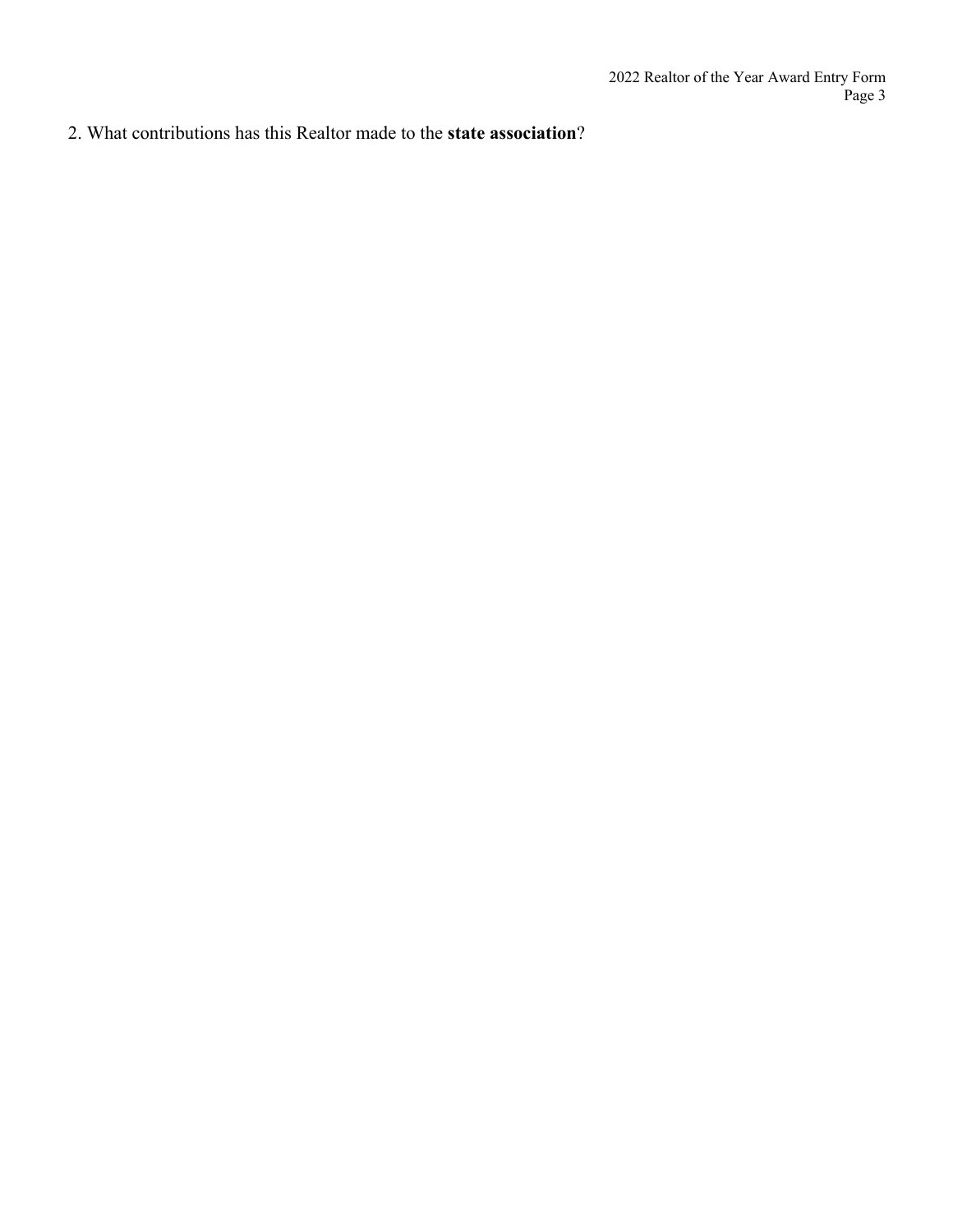2. What contributions has this Realtor made to the **state association**?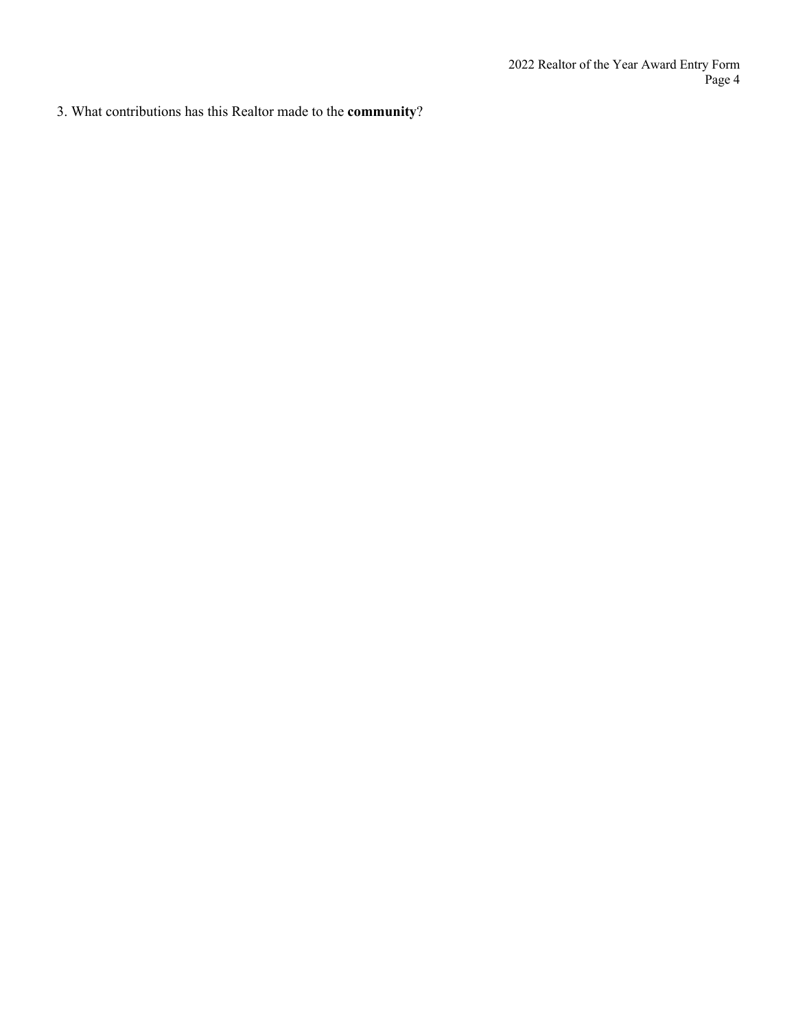3. What contributions has this Realtor made to the **community**?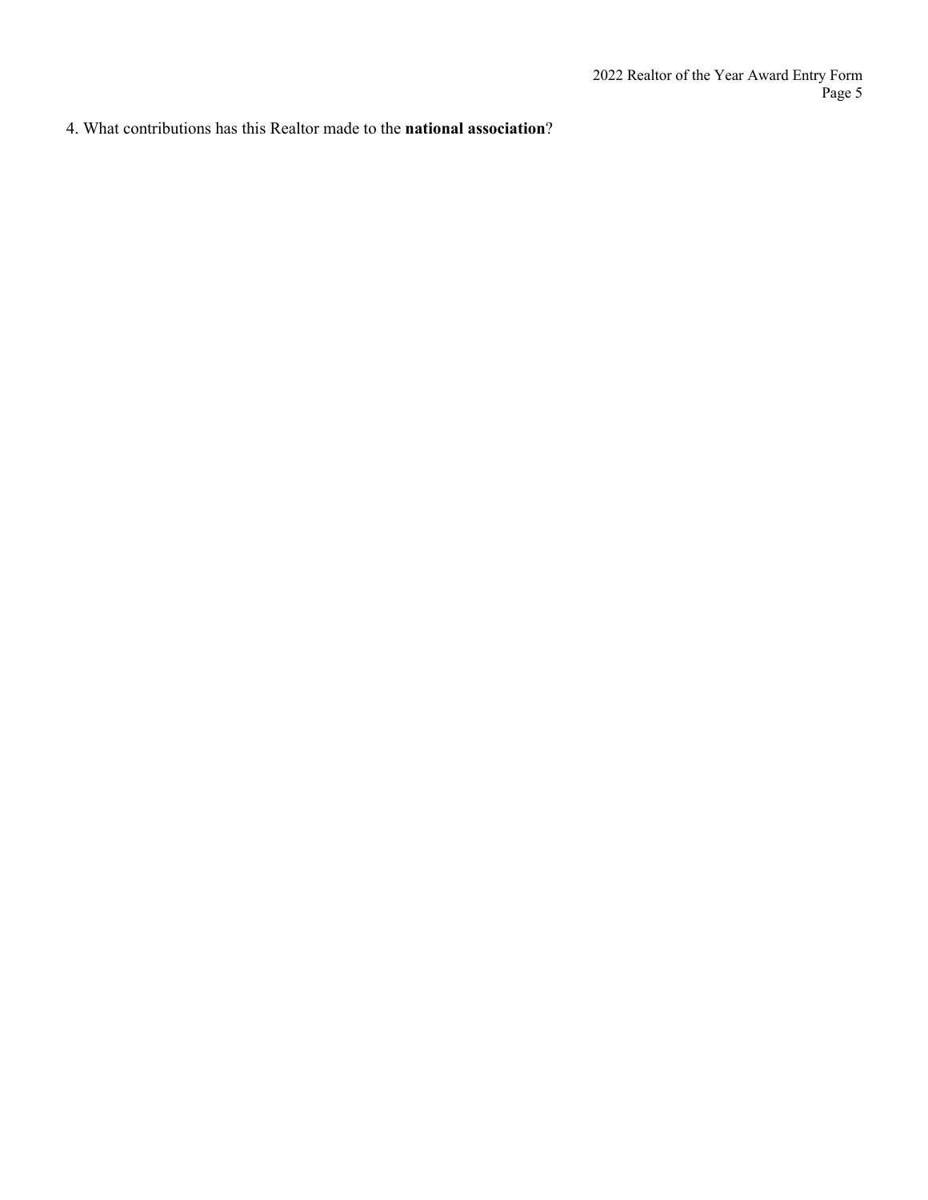4. What contributions has this Realtor made to the **national association**?